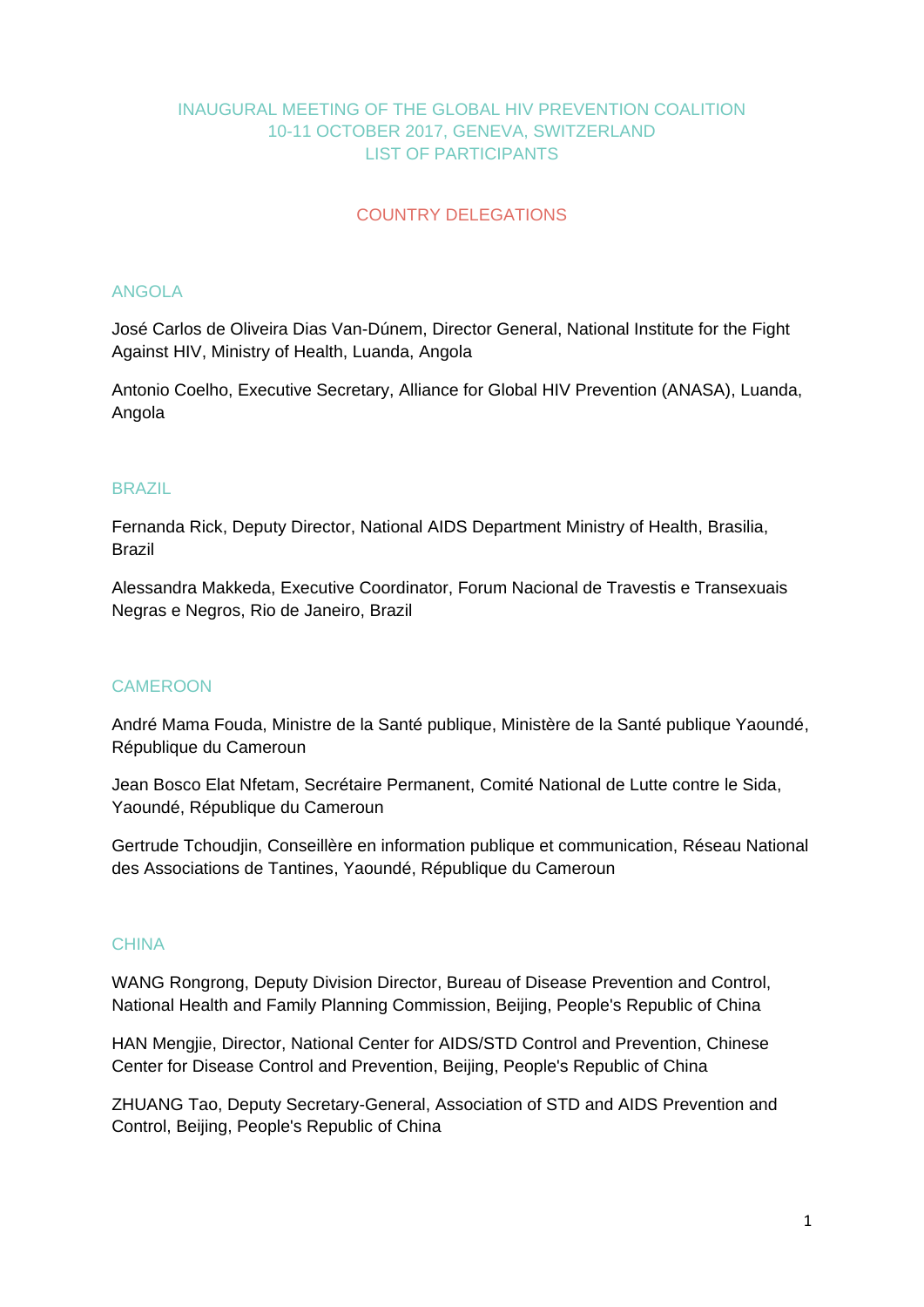# INAUGURAL MEETING OF THE GLOBAL HIV PREVENTION COALITION
# 10-11 OCTOBER 2017, GENEVA, SWITZERLAND
# LIST OF PARTICIPANTS

## COUNTRY DELEGATIONS

### ANGOLA

José Carlos de Oliveira Dias Van-Dúnem, Director General, National Institute for the Fight Against HIV, Ministry of Health, Luanda, Angola

Antonio Coelho, Executive Secretary, Alliance for Global HIV Prevention (ANASA), Luanda, Angola

### BRAZIL

Fernanda Rick, Deputy Director, National AIDS Department Ministry of Health, Brasilia, Brazil

Alessandra Makkeda, Executive Coordinator, Forum Nacional de Travestis e Transexuais Negras e Negros, Rio de Janeiro, Brazil

### CAMEROON

André Mama Fouda, Ministre de la Santé publique, Ministère de la Santé publique Yaoundé, République du Cameroun

Jean Bosco Elat Nfetam, Secrétaire Permanent, Comité National de Lutte contre le Sida, Yaoundé, République du Cameroun

Gertrude Tchoudjin, Conseillère en information publique et communication, Réseau National des Associations de Tantines, Yaoundé, République du Cameroun

### CHINA

WANG Rongrong, Deputy Division Director, Bureau of Disease Prevention and Control, National Health and Family Planning Commission, Beijing, People's Republic of China

HAN Mengjie, Director, National Center for AIDS/STD Control and Prevention, Chinese Center for Disease Control and Prevention, Beijing, People's Republic of China

ZHUANG Tao, Deputy Secretary-General, Association of STD and AIDS Prevention and Control, Beijing, People's Republic of China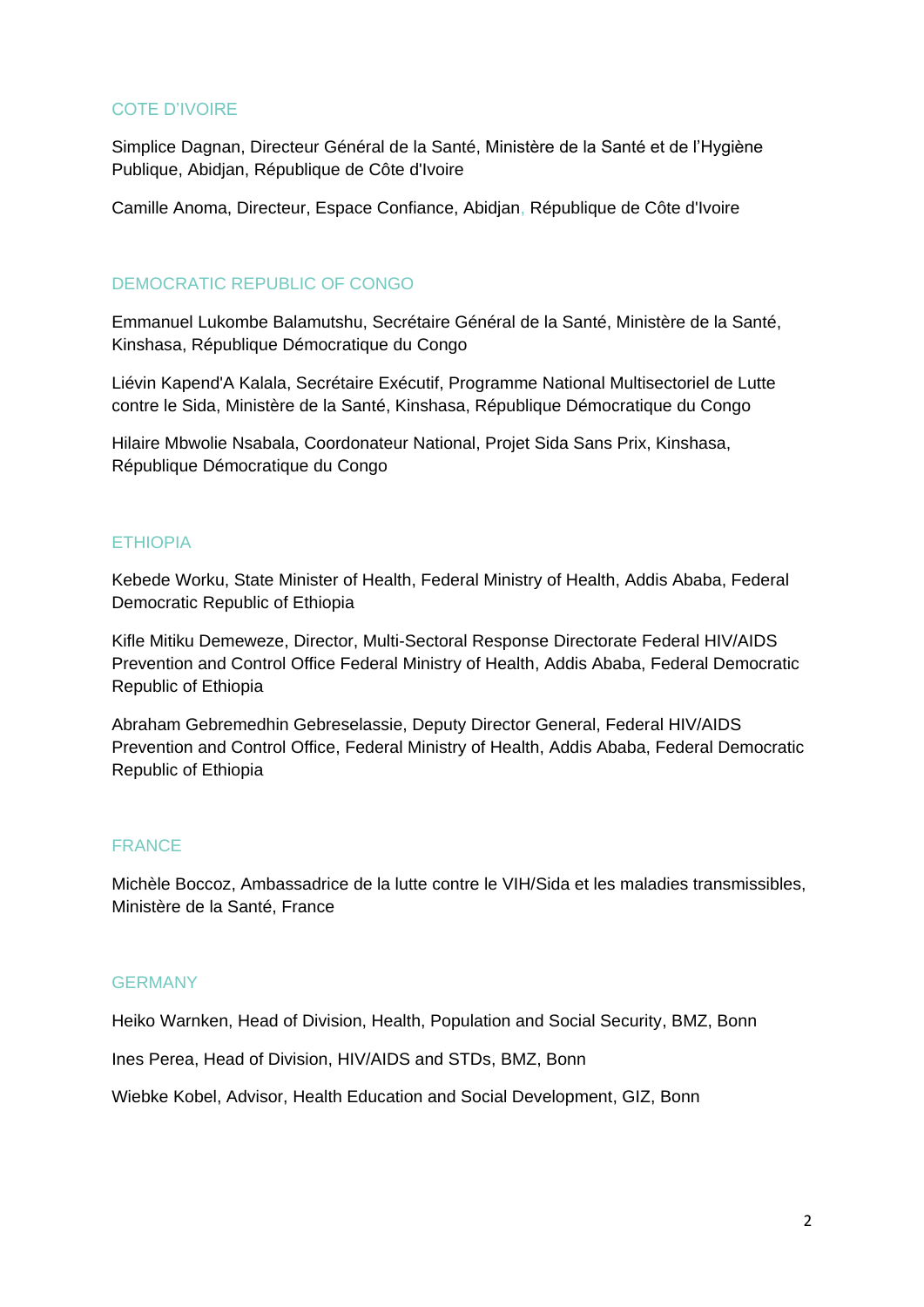## COTE D'IVOIRE

Simplice Dagnan, Directeur Général de la Santé, Ministère de la Santé et de l'Hygiène Publique, Abidjan, République de Côte d'Ivoire

Camille Anoma, Directeur, Espace Confiance, Abidjan, République de Côte d'Ivoire

## DEMOCRATIC REPUBLIC OF CONGO

Emmanuel Lukombe Balamutshu, Secrétaire Général de la Santé, Ministère de la Santé, Kinshasa, République Démocratique du Congo

Liévin Kapend'A Kalala, Secrétaire Exécutif, Programme National Multisectoriel de Lutte contre le Sida, Ministère de la Santé, Kinshasa, République Démocratique du Congo

Hilaire Mbwolie Nsabala, Coordonateur National, Projet Sida Sans Prix, Kinshasa, République Démocratique du Congo

## ETHIOPIA

Kebede Worku, State Minister of Health, Federal Ministry of Health, Addis Ababa, Federal Democratic Republic of Ethiopia

Kifle Mitiku Demeweze, Director, Multi-Sectoral Response Directorate Federal HIV/AIDS Prevention and Control Office Federal Ministry of Health, Addis Ababa, Federal Democratic Republic of Ethiopia

Abraham Gebremedhin Gebreselassie, Deputy Director General, Federal HIV/AIDS Prevention and Control Office, Federal Ministry of Health, Addis Ababa, Federal Democratic Republic of Ethiopia

## FRANCE

Michèle Boccoz, Ambassadrice de la lutte contre le VIH/Sida et les maladies transmissibles, Ministère de la Santé, France

## GERMANY

Heiko Warnken, Head of Division, Health, Population and Social Security, BMZ, Bonn

Ines Perea, Head of Division, HIV/AIDS and STDs, BMZ, Bonn

Wiebke Kobel, Advisor, Health Education and Social Development, GIZ, Bonn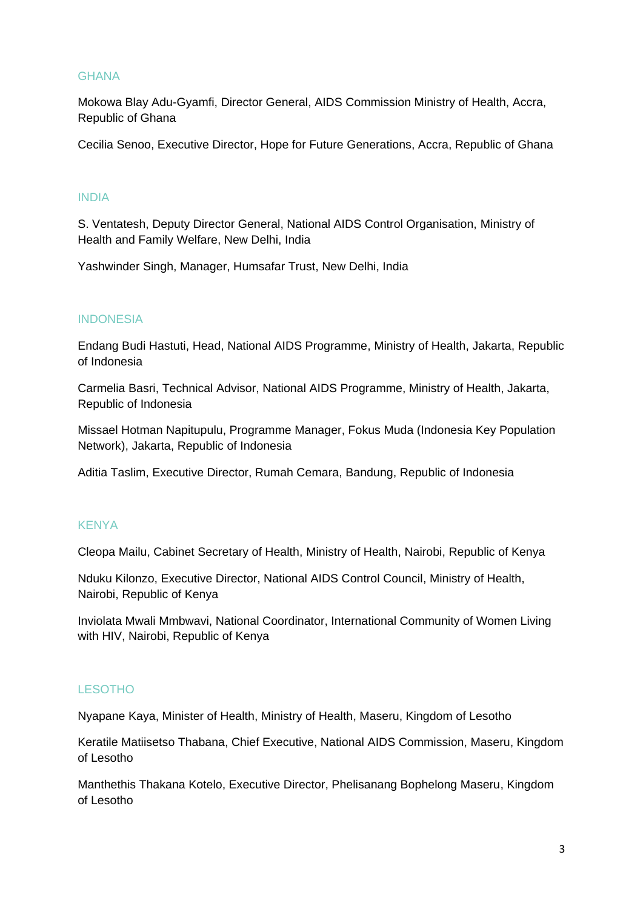## GHANA

Mokowa Blay Adu-Gyamfi, Director General, AIDS Commission Ministry of Health, Accra, Republic of Ghana

Cecilia Senoo, Executive Director, Hope for Future Generations, Accra, Republic of Ghana

## INDIA

S. Ventatesh, Deputy Director General, National AIDS Control Organisation, Ministry of Health and Family Welfare, New Delhi, India

Yashwinder Singh, Manager, Humsafar Trust, New Delhi, India

## INDONESIA

Endang Budi Hastuti, Head, National AIDS Programme, Ministry of Health, Jakarta, Republic of Indonesia

Carmelia Basri, Technical Advisor, National AIDS Programme, Ministry of Health, Jakarta, Republic of Indonesia

Missael Hotman Napitupulu, Programme Manager, Fokus Muda (Indonesia Key Population Network), Jakarta, Republic of Indonesia

Aditia Taslim, Executive Director, Rumah Cemara, Bandung, Republic of Indonesia

## KENYA

Cleopa Mailu, Cabinet Secretary of Health, Ministry of Health, Nairobi, Republic of Kenya

Nduku Kilonzo, Executive Director, National AIDS Control Council, Ministry of Health, Nairobi, Republic of Kenya

Inviolata Mwali Mmbwavi, National Coordinator, International Community of Women Living with HIV, Nairobi, Republic of Kenya

## LESOTHO

Nyapane Kaya, Minister of Health, Ministry of Health, Maseru, Kingdom of Lesotho

Keratile Matiisetso Thabana, Chief Executive, National AIDS Commission, Maseru, Kingdom of Lesotho

Manthethis Thakana Kotelo, Executive Director, Phelisanang Bophelong Maseru, Kingdom of Lesotho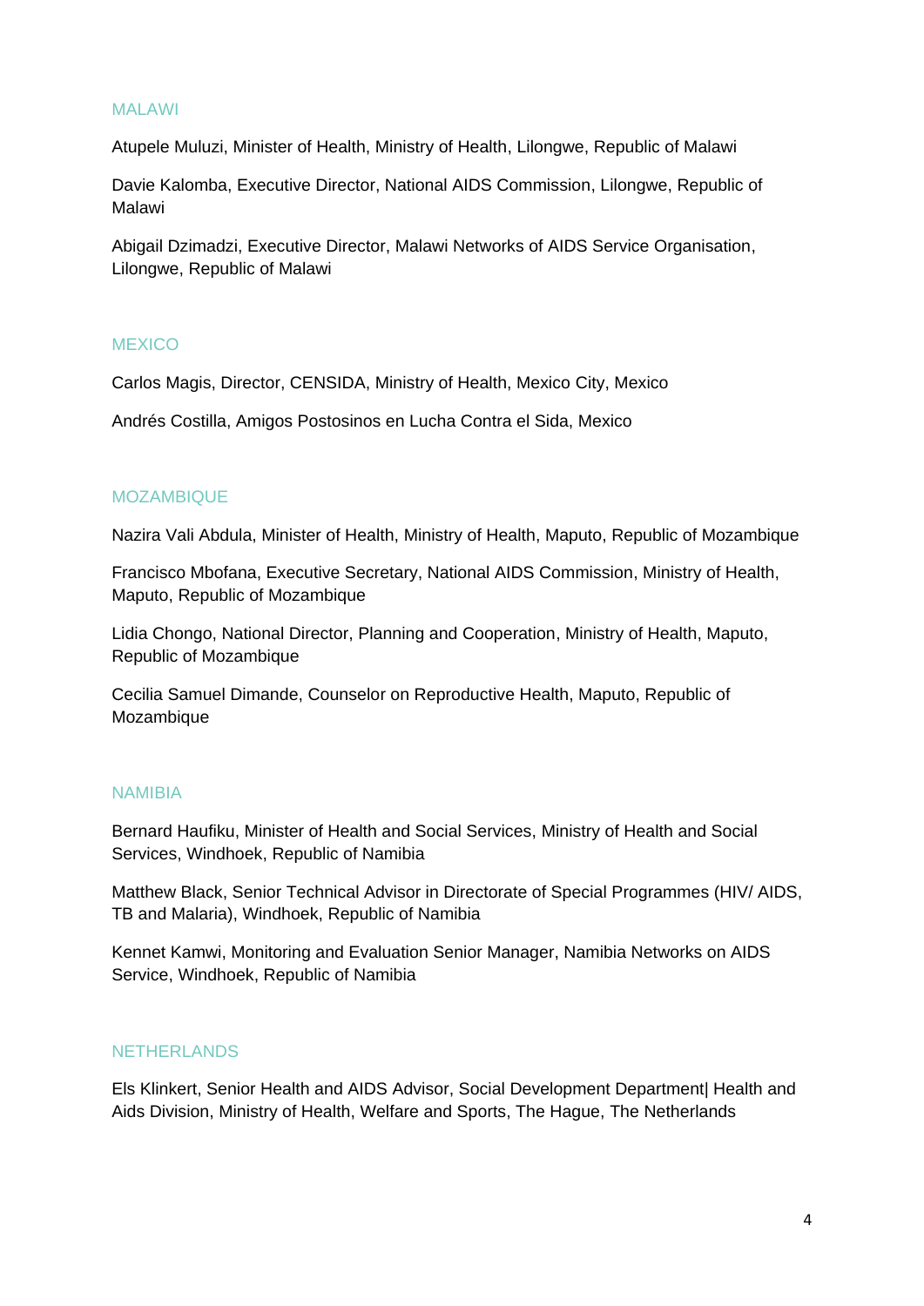## MALAWI

Atupele Muluzi, Minister of Health, Ministry of Health, Lilongwe, Republic of Malawi

Davie Kalomba, Executive Director, National AIDS Commission, Lilongwe, Republic of Malawi

Abigail Dzimadzi, Executive Director, Malawi Networks of AIDS Service Organisation, Lilongwe, Republic of Malawi

## MEXICO

Carlos Magis, Director, CENSIDA, Ministry of Health, Mexico City, Mexico

Andrés Costilla, Amigos Postosinos en Lucha Contra el Sida, Mexico

## MOZAMBIQUE

Nazira Vali Abdula, Minister of Health, Ministry of Health, Maputo, Republic of Mozambique

Francisco Mbofana, Executive Secretary, National AIDS Commission, Ministry of Health, Maputo, Republic of Mozambique

Lidia Chongo, National Director, Planning and Cooperation, Ministry of Health, Maputo, Republic of Mozambique

Cecilia Samuel Dimande, Counselor on Reproductive Health, Maputo, Republic of Mozambique

## NAMIBIA

Bernard Haufiku, Minister of Health and Social Services, Ministry of Health and Social Services, Windhoek, Republic of Namibia

Matthew Black, Senior Technical Advisor in Directorate of Special Programmes (HIV/ AIDS, TB and Malaria), Windhoek, Republic of Namibia

Kennet Kamwi, Monitoring and Evaluation Senior Manager, Namibia Networks on AIDS Service, Windhoek, Republic of Namibia

## NETHERLANDS

Els Klinkert, Senior Health and AIDS Advisor, Social Development Department| Health and Aids Division, Ministry of Health, Welfare and Sports, The Hague, The Netherlands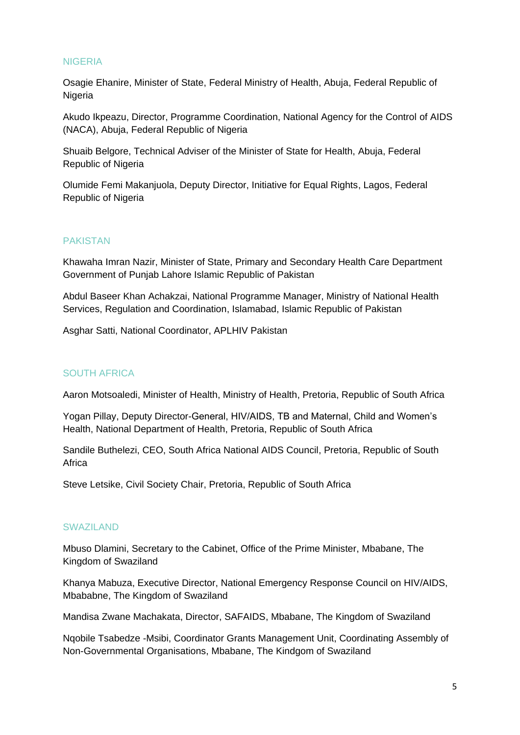## NIGERIA

Osagie Ehanire, Minister of State, Federal Ministry of Health, Abuja, Federal Republic of Nigeria

Akudo Ikpeazu, Director, Programme Coordination, National Agency for the Control of AIDS (NACA), Abuja, Federal Republic of Nigeria

Shuaib Belgore, Technical Adviser of the Minister of State for Health, Abuja, Federal Republic of Nigeria

Olumide Femi Makanjuola, Deputy Director, Initiative for Equal Rights, Lagos, Federal Republic of Nigeria

## PAKISTAN

Khawaha Imran Nazir, Minister of State, Primary and Secondary Health Care Department Government of Punjab Lahore Islamic Republic of Pakistan

Abdul Baseer Khan Achakzai, National Programme Manager, Ministry of National Health Services, Regulation and Coordination, Islamabad, Islamic Republic of Pakistan

Asghar Satti, National Coordinator, APLHIV Pakistan

## SOUTH AFRICA

Aaron Motsoaledi, Minister of Health, Ministry of Health, Pretoria, Republic of South Africa

Yogan Pillay, Deputy Director-General, HIV/AIDS, TB and Maternal, Child and Women's Health, National Department of Health, Pretoria, Republic of South Africa

Sandile Buthelezi, CEO, South Africa National AIDS Council, Pretoria, Republic of South Africa

Steve Letsike, Civil Society Chair, Pretoria, Republic of South Africa

## SWAZILAND

Mbuso Dlamini, Secretary to the Cabinet, Office of the Prime Minister, Mbabane, The Kingdom of Swaziland

Khanya Mabuza, Executive Director, National Emergency Response Council on HIV/AIDS, Mbababne, The Kingdom of Swaziland

Mandisa Zwane Machakata, Director, SAFAIDS, Mbabane, The Kingdom of Swaziland

Nqobile Tsabedze -Msibi, Coordinator Grants Management Unit, Coordinating Assembly of Non-Governmental Organisations, Mbabane, The Kindgom of Swaziland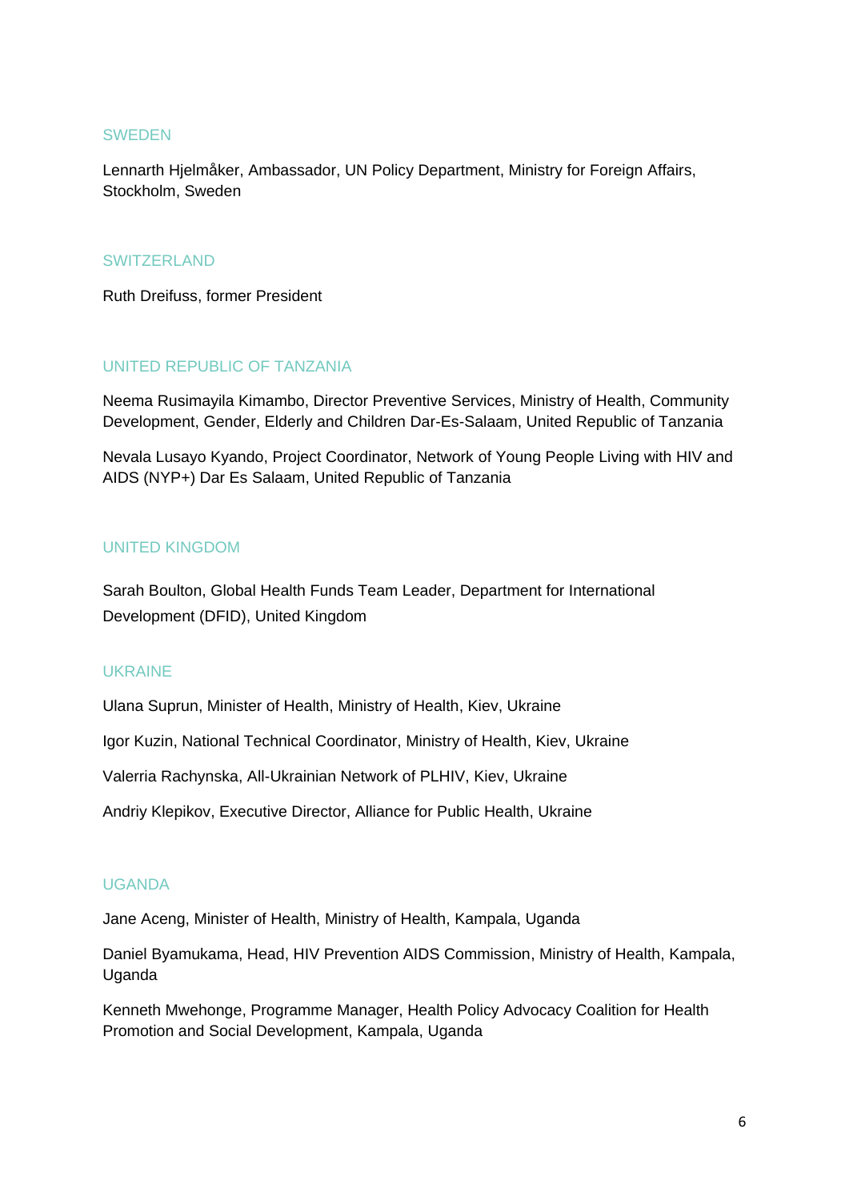## SWEDEN

Lennarth Hjelmåker, Ambassador, UN Policy Department, Ministry for Foreign Affairs, Stockholm, Sweden

## SWITZERLAND

Ruth Dreifuss, former President

## UNITED REPUBLIC OF TANZANIA

Neema Rusimayila Kimambo, Director Preventive Services, Ministry of Health, Community Development, Gender, Elderly and Children Dar-Es-Salaam, United Republic of Tanzania

Nevala Lusayo Kyando, Project Coordinator, Network of Young People Living with HIV and AIDS (NYP+) Dar Es Salaam, United Republic of Tanzania

## UNITED KINGDOM

Sarah Boulton, Global Health Funds Team Leader, Department for International Development (DFID), United Kingdom

## UKRAINE

Ulana Suprun, Minister of Health, Ministry of Health, Kiev, Ukraine

Igor Kuzin, National Technical Coordinator, Ministry of Health, Kiev, Ukraine

Valerria Rachynska, All-Ukrainian Network of PLHIV, Kiev, Ukraine

Andriy Klepikov, Executive Director, Alliance for Public Health, Ukraine

## UGANDA

Jane Aceng, Minister of Health, Ministry of Health, Kampala, Uganda

Daniel Byamukama, Head, HIV Prevention AIDS Commission, Ministry of Health, Kampala, Uganda

Kenneth Mwehonge, Programme Manager, Health Policy Advocacy Coalition for Health Promotion and Social Development, Kampala, Uganda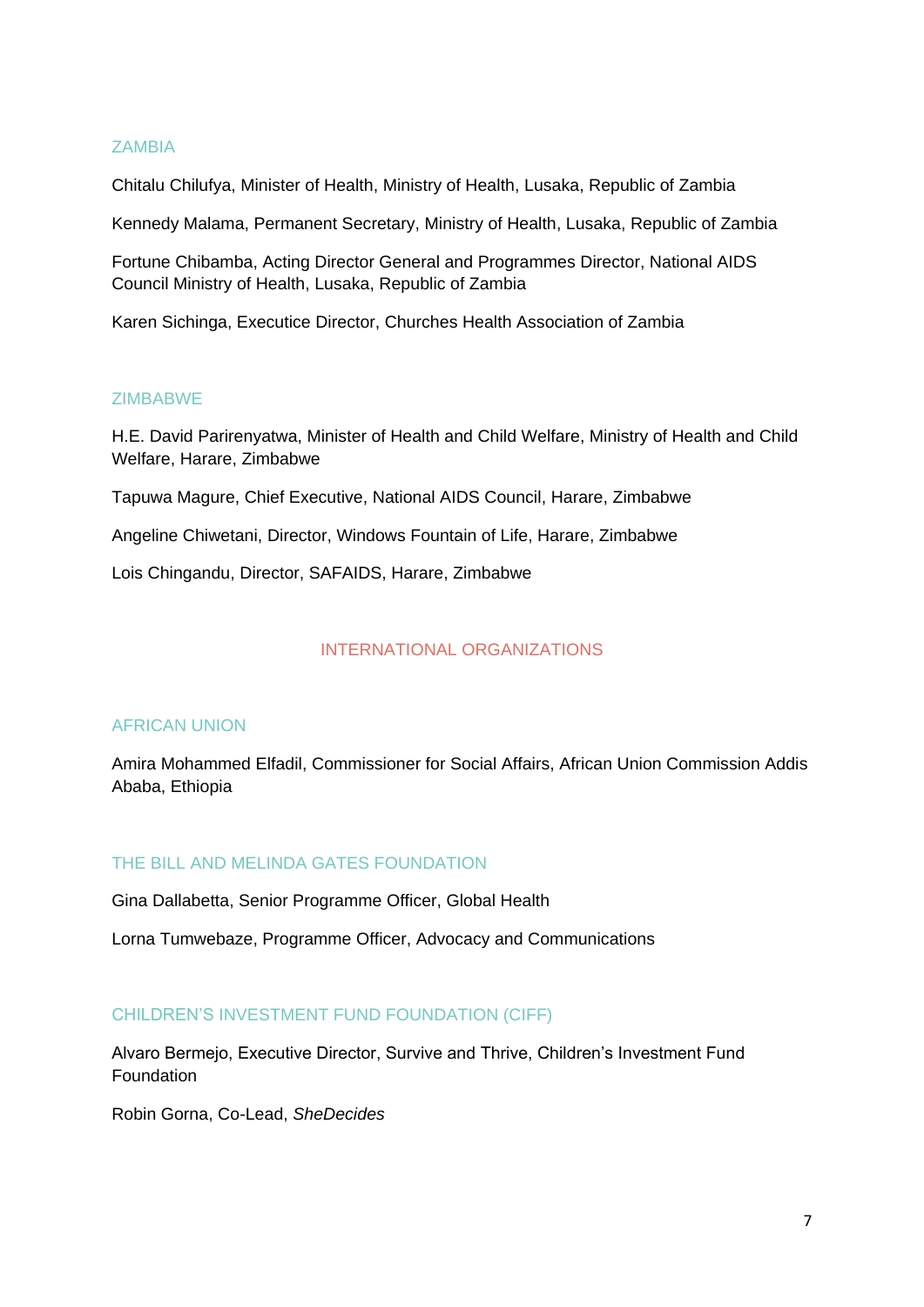## ZAMBIA

Chitalu Chilufya, Minister of Health, Ministry of Health, Lusaka, Republic of Zambia

Kennedy Malama, Permanent Secretary, Ministry of Health, Lusaka, Republic of Zambia

Fortune Chibamba, Acting Director General and Programmes Director, National AIDS Council Ministry of Health, Lusaka, Republic of Zambia

Karen Sichinga, Executice Director, Churches Health Association of Zambia

## ZIMBABWE

H.E. David Parirenyatwa, Minister of Health and Child Welfare, Ministry of Health and Child Welfare, Harare, Zimbabwe

Tapuwa Magure, Chief Executive, National AIDS Council, Harare, Zimbabwe

Angeline Chiwetani, Director, Windows Fountain of Life, Harare, Zimbabwe

Lois Chingandu, Director, SAFAIDS, Harare, Zimbabwe

# INTERNATIONAL ORGANIZATIONS

## AFRICAN UNION

Amira Mohammed Elfadil, Commissioner for Social Affairs, African Union Commission Addis Ababa, Ethiopia

## THE BILL AND MELINDA GATES FOUNDATION

Gina Dallabetta, Senior Programme Officer, Global Health

Lorna Tumwebaze, Programme Officer, Advocacy and Communications

## CHILDREN'S INVESTMENT FUND FOUNDATION (CIFF)

Alvaro Bermejo, Executive Director, Survive and Thrive, Children's Investment Fund Foundation

Robin Gorna, Co-Lead, *SheDecides*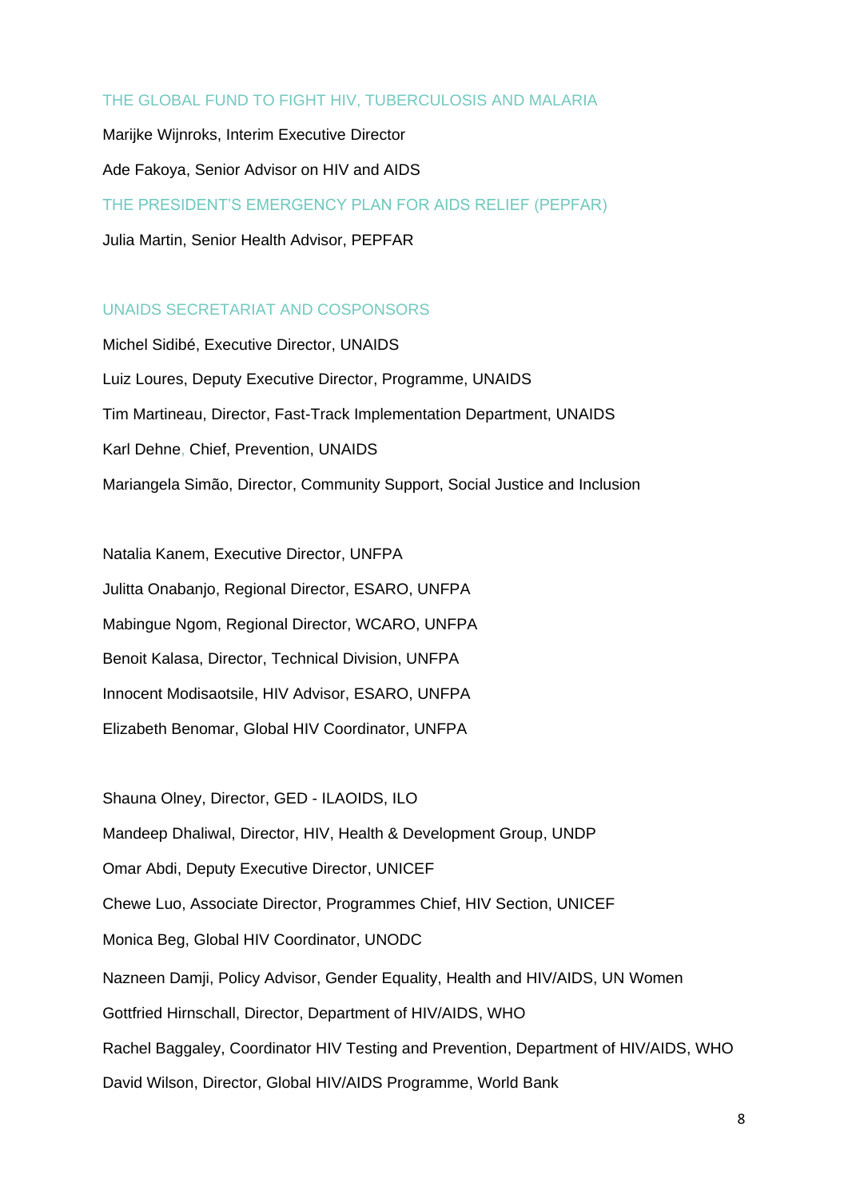### THE GLOBAL FUND TO FIGHT HIV, TUBERCULOSIS AND MALARIA

Marijke Wijnroks, Interim Executive Director

Ade Fakoya, Senior Advisor on HIV and AIDS

### THE PRESIDENT'S EMERGENCY PLAN FOR AIDS RELIEF (PEPFAR)

Julia Martin, Senior Health Advisor, PEPFAR

### UNAIDS SECRETARIAT AND COSPONSORS

Michel Sidibé, Executive Director, UNAIDS

Luiz Loures, Deputy Executive Director, Programme, UNAIDS

Tim Martineau, Director, Fast-Track Implementation Department, UNAIDS

Karl Dehne, Chief, Prevention, UNAIDS

Mariangela Simão, Director, Community Support, Social Justice and Inclusion

Natalia Kanem, Executive Director, UNFPA

Julitta Onabanjo, Regional Director, ESARO, UNFPA

Mabingue Ngom, Regional Director, WCARO, UNFPA

Benoit Kalasa, Director, Technical Division, UNFPA

Innocent Modisaotsile, HIV Advisor, ESARO, UNFPA

Elizabeth Benomar, Global HIV Coordinator, UNFPA

Shauna Olney, Director, GED - ILAOIDS, ILO

Mandeep Dhaliwal, Director, HIV, Health & Development Group, UNDP

Omar Abdi, Deputy Executive Director, UNICEF

Chewe Luo, Associate Director, Programmes Chief, HIV Section, UNICEF

Monica Beg, Global HIV Coordinator, UNODC

Nazneen Damji, Policy Advisor, Gender Equality, Health and HIV/AIDS, UN Women

Gottfried Hirnschall, Director, Department of HIV/AIDS, WHO

Rachel Baggaley, Coordinator HIV Testing and Prevention, Department of HIV/AIDS, WHO

David Wilson, Director, Global HIV/AIDS Programme, World Bank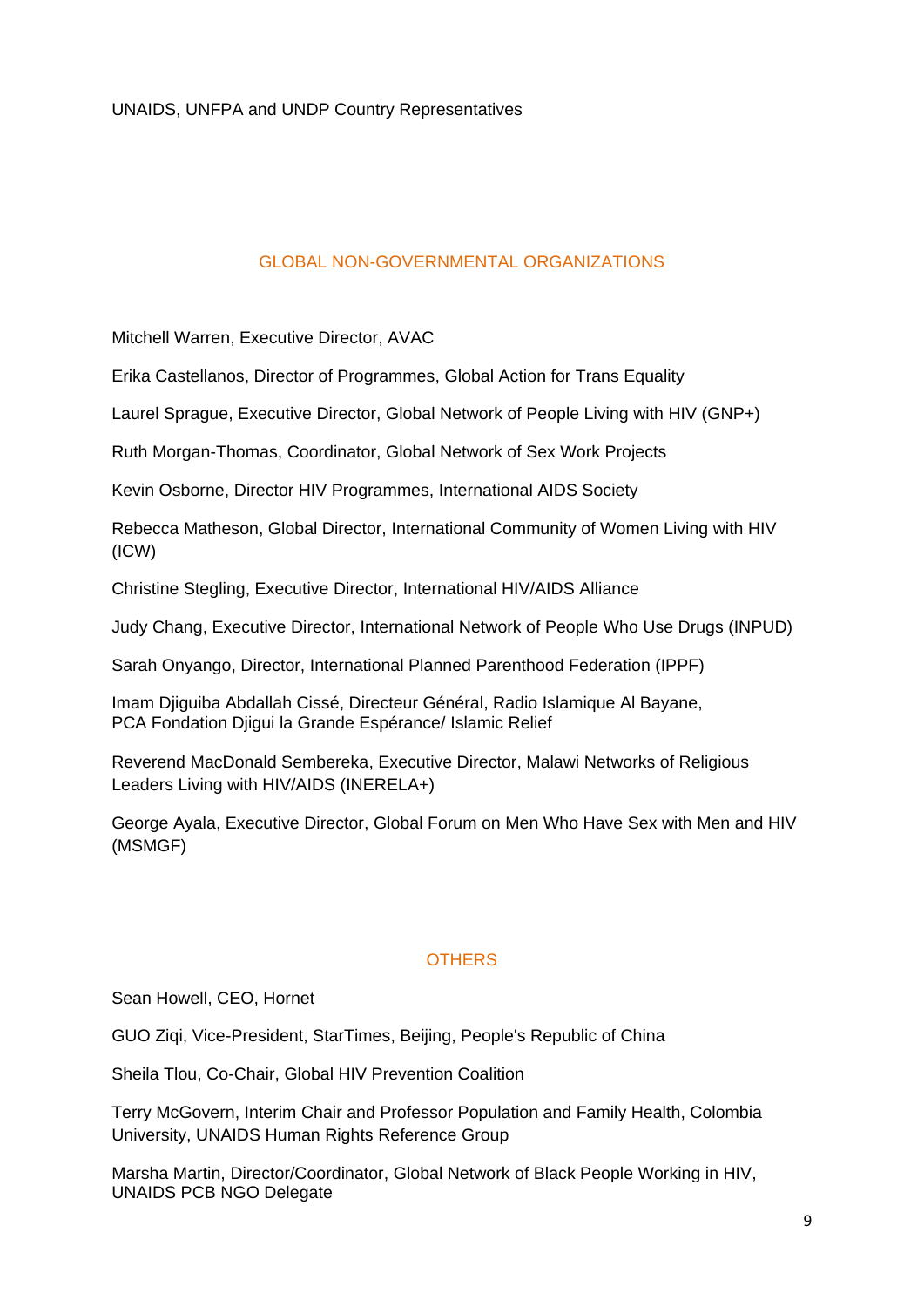UNAIDS, UNFPA and UNDP Country Representatives

## GLOBAL NON-GOVERNMENTAL ORGANIZATIONS

Mitchell Warren, Executive Director, AVAC

Erika Castellanos, Director of Programmes, Global Action for Trans Equality

Laurel Sprague, Executive Director, Global Network of People Living with HIV (GNP+)

Ruth Morgan-Thomas, Coordinator, Global Network of Sex Work Projects

Kevin Osborne, Director HIV Programmes, International AIDS Society

Rebecca Matheson, Global Director, International Community of Women Living with HIV (ICW)

Christine Stegling, Executive Director, International HIV/AIDS Alliance

Judy Chang, Executive Director, International Network of People Who Use Drugs (INPUD)

Sarah Onyango, Director, International Planned Parenthood Federation (IPPF)

Imam Djiguiba Abdallah Cissé, Directeur Général, Radio Islamique Al Bayane, PCA Fondation Djigui la Grande Espérance/ Islamic Relief

Reverend MacDonald Sembereka, Executive Director, Malawi Networks of Religious Leaders Living with HIV/AIDS (INERELA+)

George Ayala, Executive Director, Global Forum on Men Who Have Sex with Men and HIV (MSMGF)

## OTHERS

Sean Howell, CEO, Hornet

GUO Ziqi, Vice-President, StarTimes, Beijing, People's Republic of China

Sheila Tlou, Co-Chair, Global HIV Prevention Coalition

Terry McGovern, Interim Chair and Professor Population and Family Health, Colombia University, UNAIDS Human Rights Reference Group

Marsha Martin, Director/Coordinator, Global Network of Black People Working in HIV, UNAIDS PCB NGO Delegate